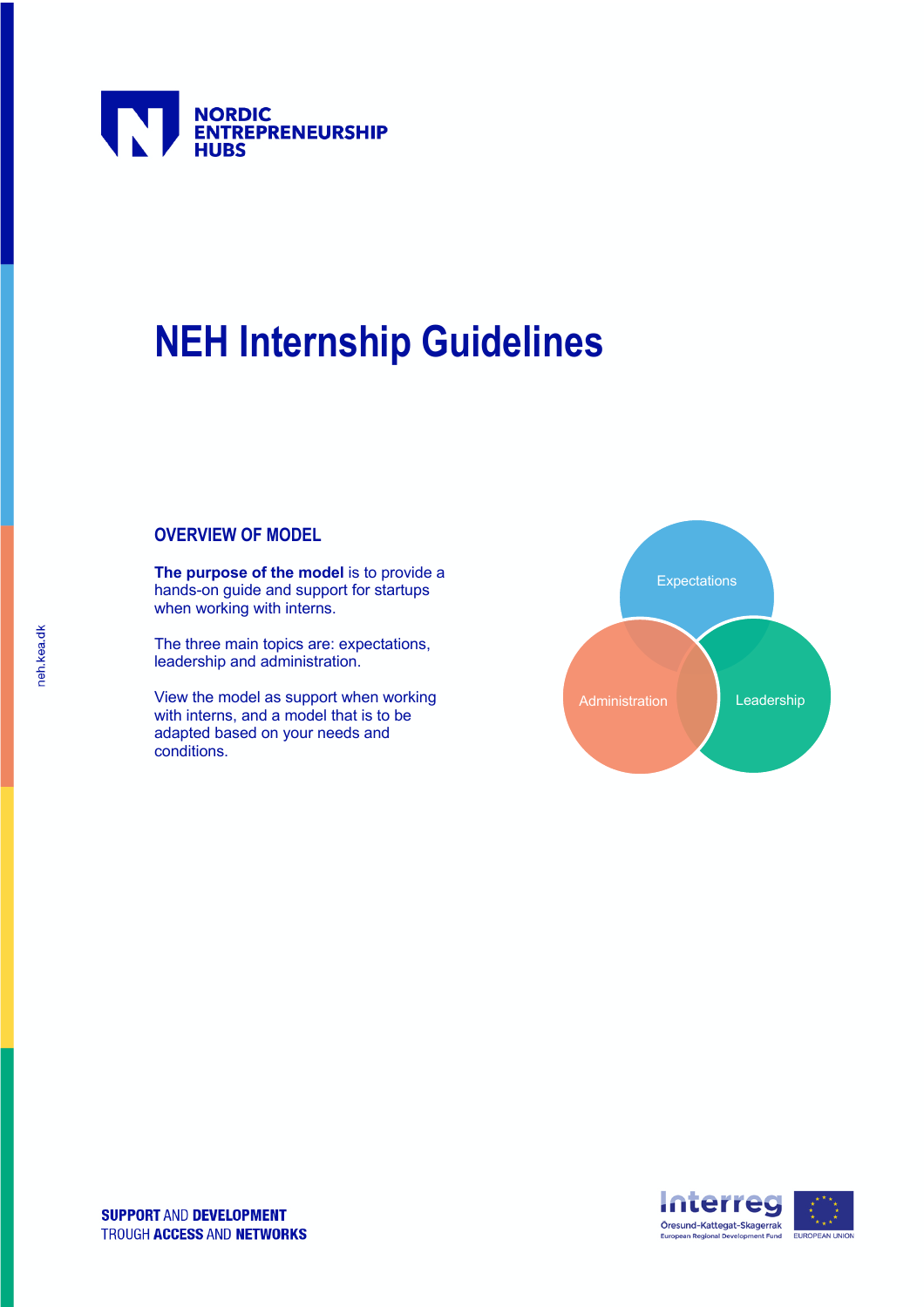NORDIC ENTREPRENEURSHIP HUBS

# NEH Internship Guidelines

## OVERVIEW OF MODEL

**The purpose of the model** is to provide a hands-on guide and support for startups when working with interns.

The three main topics are: expectations, leadership and administration.

View the model as support when working with interns, and a model that is to be adapted based on your needs and conditions.

Expectations

Administration

Leadership

neh.kea.dk

**SUPPORT** AND **DEVELOPMENT**
TROUGH **ACCESS** AND **NETWORKS**

Interreg
Öresund-Kattegat-Skagerrak
European Regional Development Fund
EUROPEAN UNION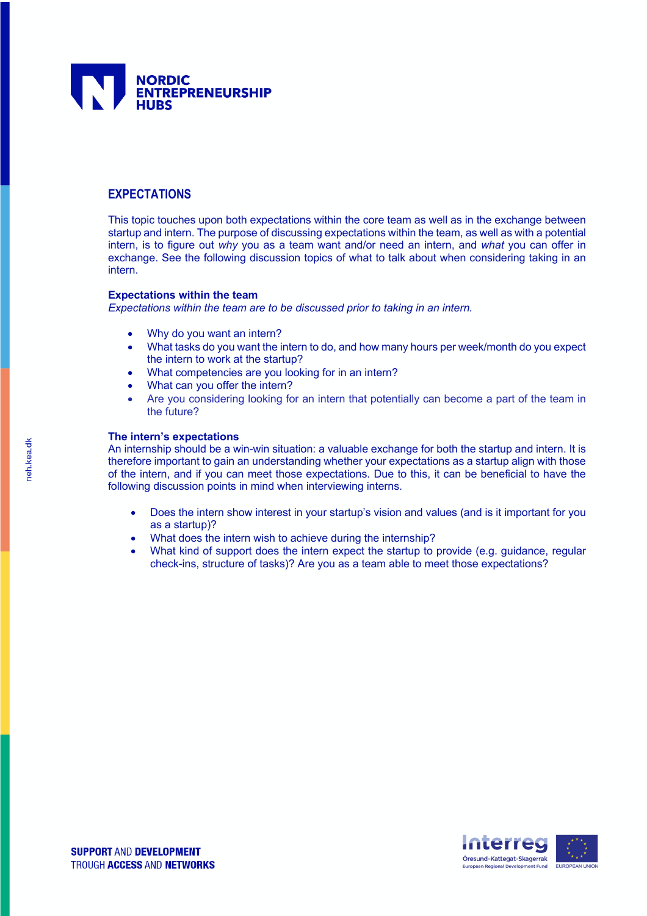## EXPECTATIONS

This topic touches upon both expectations within the core team as well as in the exchange between startup and intern. The purpose of discussing expectations within the team, as well as with a potential intern, is to figure out *why* you as a team want and/or need an intern, and *what* you can offer in exchange. See the following discussion topics of what to talk about when considering taking in an intern.

### Expectations within the team

*Expectations within the team are to be discussed prior to taking in an intern.*

- Why do you want an intern?
- What tasks do you want the intern to do, and how many hours per week/month do you expect the intern to work at the startup?
- What competencies are you looking for in an intern?
- What can you offer the intern?
- Are you considering looking for an intern that potentially can become a part of the team in the future?

### The intern's expectations

An internship should be a win-win situation: a valuable exchange for both the startup and intern. It is therefore important to gain an understanding whether your expectations as a startup align with those of the intern, and if you can meet those expectations. Due to this, it can be beneficial to have the following discussion points in mind when interviewing interns.

- Does the intern show interest in your startup's vision and values (and is it important for you as a startup)?
- What does the intern wish to achieve during the internship?
- What kind of support does the intern expect the startup to provide (e.g. guidance, regular check-ins, structure of tasks)? Are you as a team able to meet those expectations?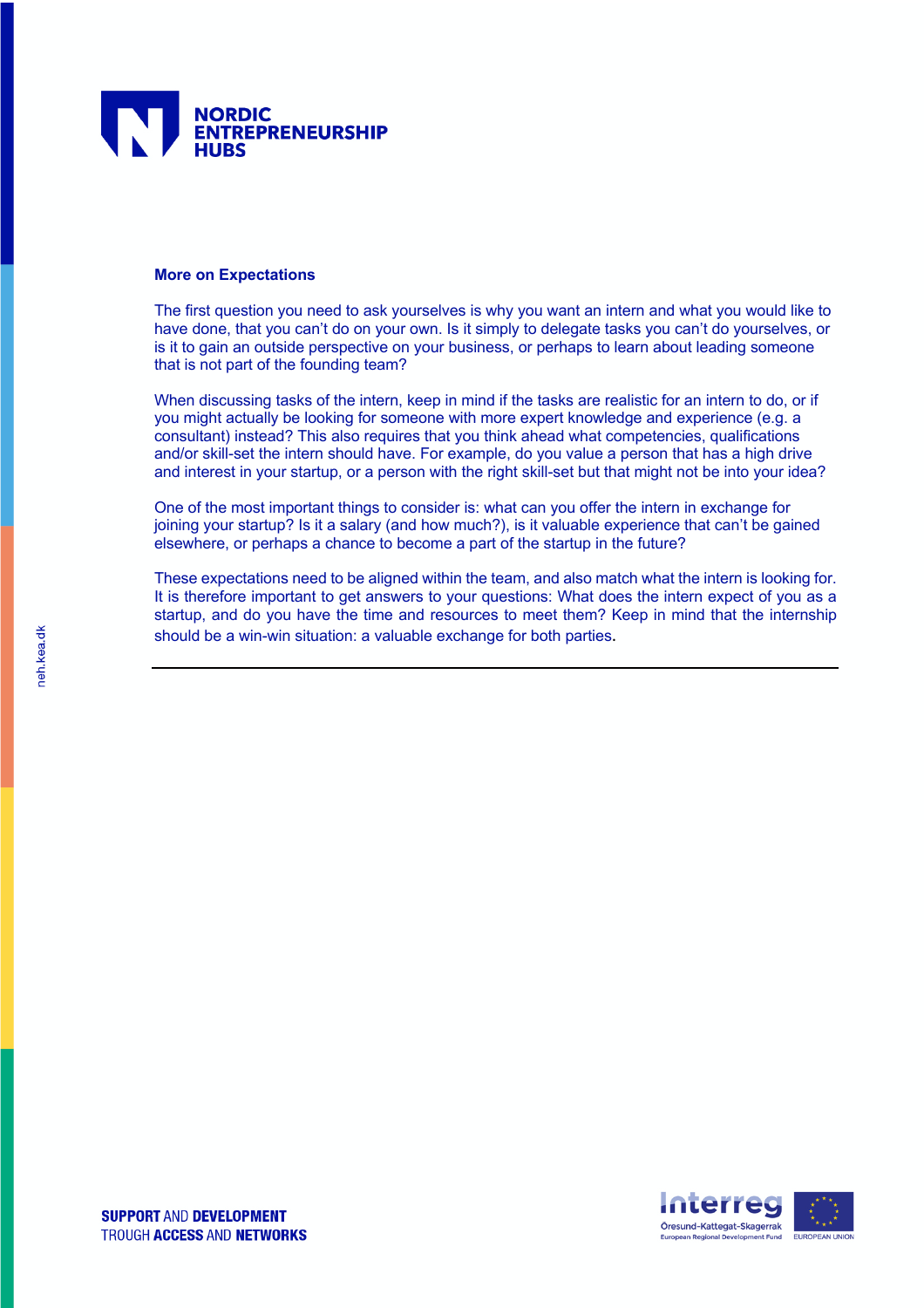### More on Expectations

The first question you need to ask yourselves is why you want an intern and what you would like to have done, that you can't do on your own. Is it simply to delegate tasks you can't do yourselves, or is it to gain an outside perspective on your business, or perhaps to learn about leading someone that is not part of the founding team?

When discussing tasks of the intern, keep in mind if the tasks are realistic for an intern to do, or if you might actually be looking for someone with more expert knowledge and experience (e.g. a consultant) instead? This also requires that you think ahead what competencies, qualifications and/or skill-set the intern should have. For example, do you value a person that has a high drive and interest in your startup, or a person with the right skill-set but that might not be into your idea?

One of the most important things to consider is: what can you offer the intern in exchange for joining your startup? Is it a salary (and how much?), is it valuable experience that can't be gained elsewhere, or perhaps a chance to become a part of the startup in the future?

These expectations need to be aligned within the team, and also match what the intern is looking for. It is therefore important to get answers to your questions: What does the intern expect of you as a startup, and do you have the time and resources to meet them? Keep in mind that the internship should be a win-win situation: a valuable exchange for both parties.

---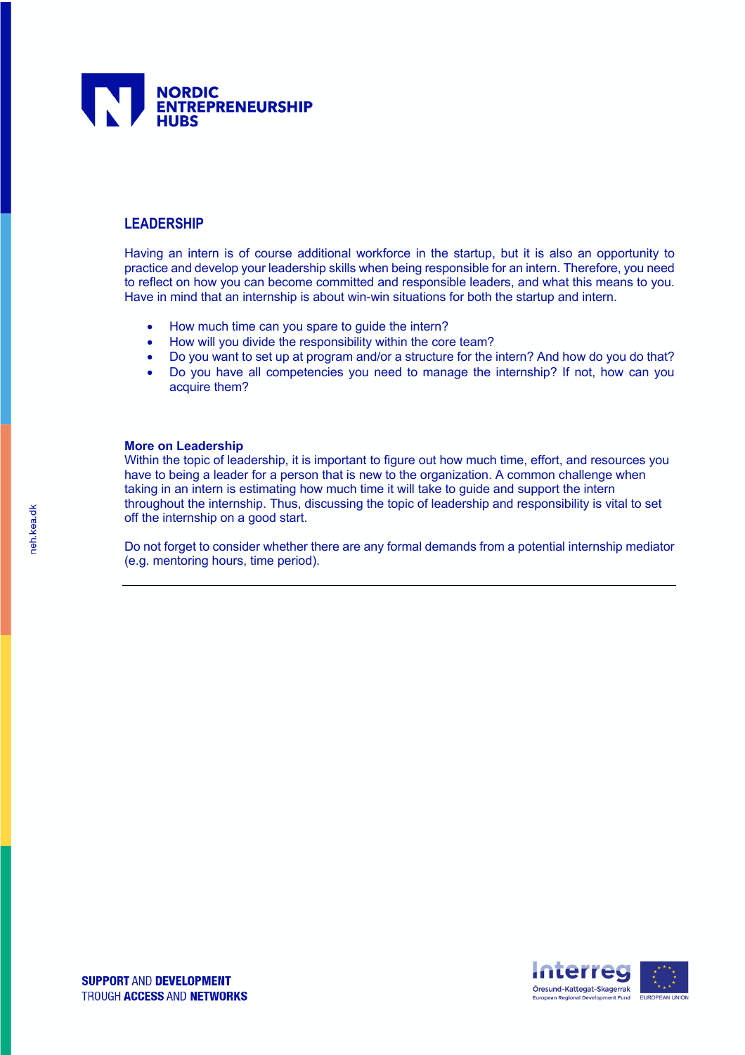## LEADERSHIP

Having an intern is of course additional workforce in the startup, but it is also an opportunity to practice and develop your leadership skills when being responsible for an intern. Therefore, you need to reflect on how you can become committed and responsible leaders, and what this means to you. Have in mind that an internship is about win-win situations for both the startup and intern.

- How much time can you spare to guide the intern?
- How will you divide the responsibility within the core team?
- Do you want to set up at program and/or a structure for the intern? And how do you do that?
- Do you have all competencies you need to manage the internship? If not, how can you acquire them?

**More on Leadership**
Within the topic of leadership, it is important to figure out how much time, effort, and resources you have to being a leader for a person that is new to the organization. A common challenge when taking in an intern is estimating how much time it will take to guide and support the intern throughout the internship. Thus, discussing the topic of leadership and responsibility is vital to set off the internship on a good start.

Do not forget to consider whether there are any formal demands from a potential internship mediator (e.g. mentoring hours, time period).

---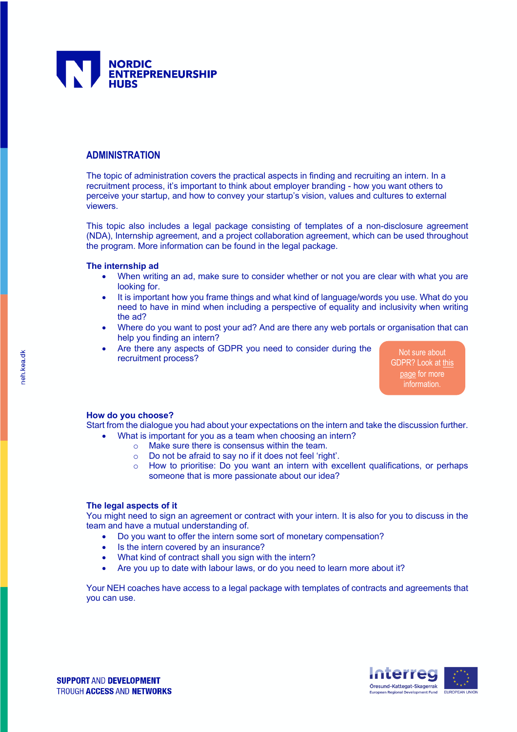## ADMINISTRATION

The topic of administration covers the practical aspects in finding and recruiting an intern. In a recruitment process, it's important to think about employer branding - how you want others to perceive your startup, and how to convey your startup's vision, values and cultures to external viewers.

This topic also includes a legal package consisting of templates of a non-disclosure agreement (NDA), Internship agreement, and a project collaboration agreement, which can be used throughout the program. More information can be found in the legal package.

### The internship ad

- When writing an ad, make sure to consider whether or not you are clear with what you are looking for.
- It is important how you frame things and what kind of language/words you use. What do you need to have in mind when including a perspective of equality and inclusivity when writing the ad?
- Where do you want to post your ad? And are there any web portals or organisation that can help you finding an intern?
- Are there any aspects of GDPR you need to consider during the recruitment process?

Not sure about GDPR? Look at this page for more information.

### How do you choose?

Start from the dialogue you had about your expectations on the intern and take the discussion further.

- What is important for you as a team when choosing an intern?
  - Make sure there is consensus within the team.
  - Do not be afraid to say no if it does not feel 'right'.
  - How to prioritise: Do you want an intern with excellent qualifications, or perhaps someone that is more passionate about our idea?

### The legal aspects of it

You might need to sign an agreement or contract with your intern. It is also for you to discuss in the team and have a mutual understanding of.

- Do you want to offer the intern some sort of monetary compensation?
- Is the intern covered by an insurance?
- What kind of contract shall you sign with the intern?
- Are you up to date with labour laws, or do you need to learn more about it?

Your NEH coaches have access to a legal package with templates of contracts and agreements that you can use.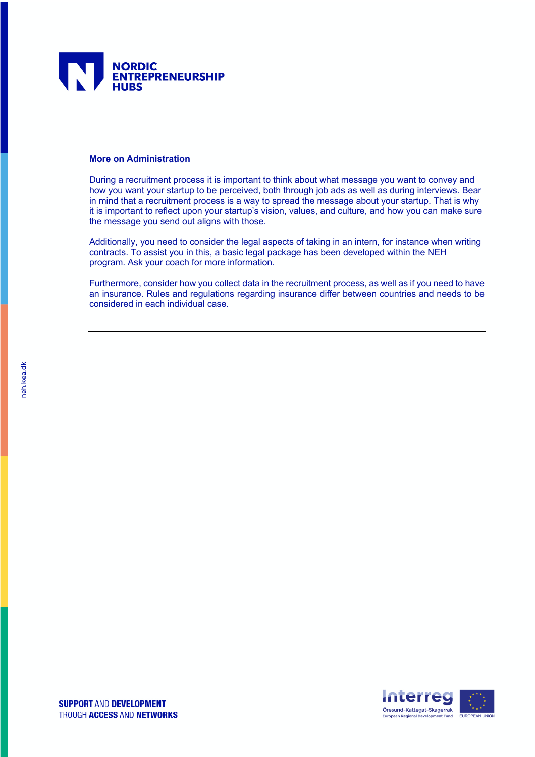## More on Administration

During a recruitment process it is important to think about what message you want to convey and how you want your startup to be perceived, both through job ads as well as during interviews. Bear in mind that a recruitment process is a way to spread the message about your startup. That is why it is important to reflect upon your startup's vision, values, and culture, and how you can make sure the message you send out aligns with those.

Additionally, you need to consider the legal aspects of taking in an intern, for instance when writing contracts. To assist you in this, a basic legal package has been developed within the NEH program. Ask your coach for more information.

Furthermore, consider how you collect data in the recruitment process, as well as if you need to have an insurance. Rules and regulations regarding insurance differ between countries and needs to be considered in each individual case.

---